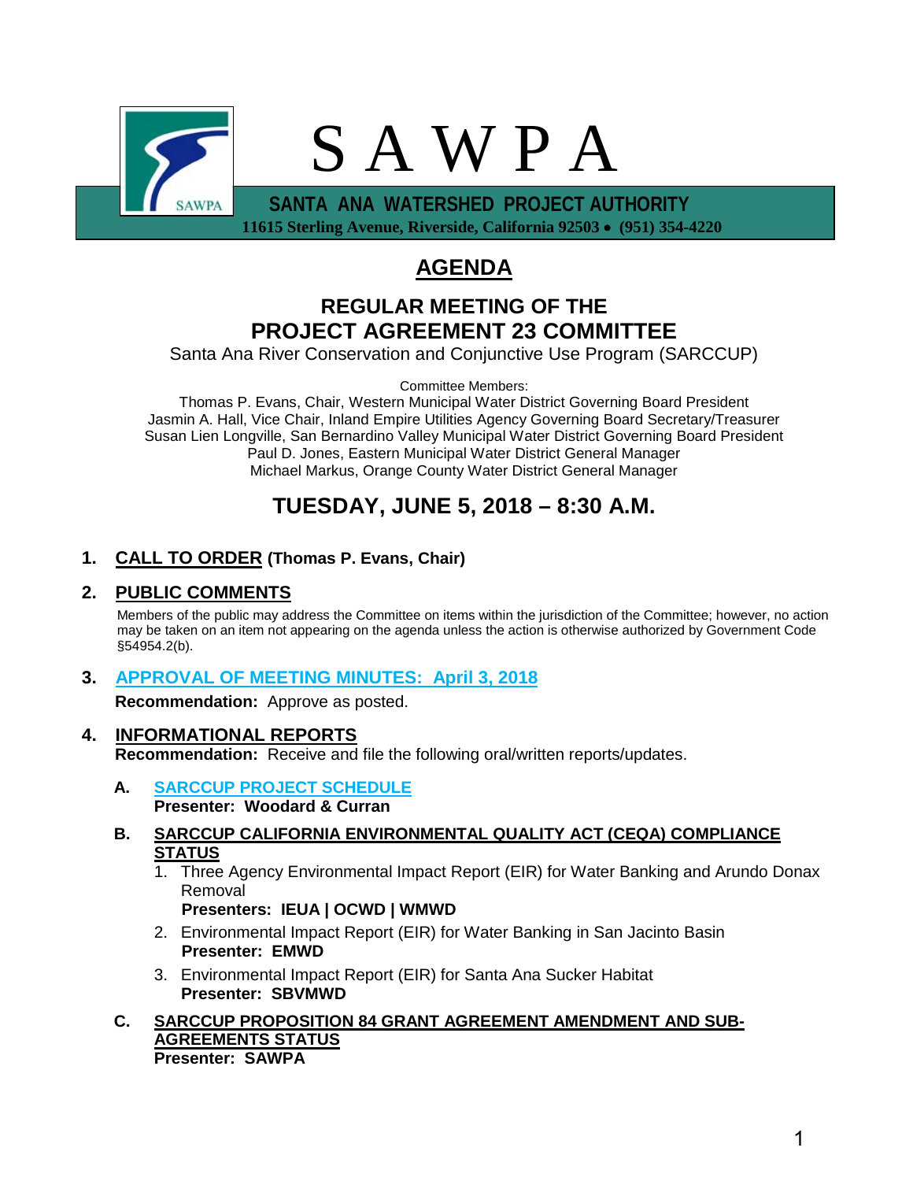# S A W P A

**SANTA ANA WATERSHED PROJECT AUTHORITY**
**11615 Sterling Avenue, Riverside, California 92503 • (951) 354-4220**

# AGENDA

## REGULAR MEETING OF THE PROJECT AGREEMENT 23 COMMITTEE

Santa Ana River Conservation and Conjunctive Use Program (SARCCUP)

Committee Members:
Thomas P. Evans, Chair, Western Municipal Water District Governing Board President
Jasmin A. Hall, Vice Chair, Inland Empire Utilities Agency Governing Board Secretary/Treasurer
Susan Lien Longville, San Bernardino Valley Municipal Water District Governing Board President
Paul D. Jones, Eastern Municipal Water District General Manager
Michael Markus, Orange County Water District General Manager

## TUESDAY, JUNE 5, 2018 – 8:30 A.M.

1. **CALL TO ORDER (Thomas P. Evans, Chair)**

2. **PUBLIC COMMENTS**

   Members of the public may address the Committee on items within the jurisdiction of the Committee; however, no action may be taken on an item not appearing on the agenda unless the action is otherwise authorized by Government Code §54954.2(b).

3. **APPROVAL OF MEETING MINUTES: April 3, 2018**

   **Recommendation:** Approve as posted.

4. **INFORMATIONAL REPORTS**

   **Recommendation:** Receive and file the following oral/written reports/updates.

   A. **SARCCUP PROJECT SCHEDULE**
      **Presenter: Woodard & Curran**

   B. **SARCCUP CALIFORNIA ENVIRONMENTAL QUALITY ACT (CEQA) COMPLIANCE STATUS**
      1. Three Agency Environmental Impact Report (EIR) for Water Banking and Arundo Donax Removal
         **Presenters: IEUA | OCWD | WMWD**
      2. Environmental Impact Report (EIR) for Water Banking in San Jacinto Basin
         **Presenter: EMWD**
      3. Environmental Impact Report (EIR) for Santa Ana Sucker Habitat
         **Presenter: SBVMWD**

   C. **SARCCUP PROPOSITION 84 GRANT AGREEMENT AMENDMENT AND SUB-AGREEMENTS STATUS**
      **Presenter: SAWPA**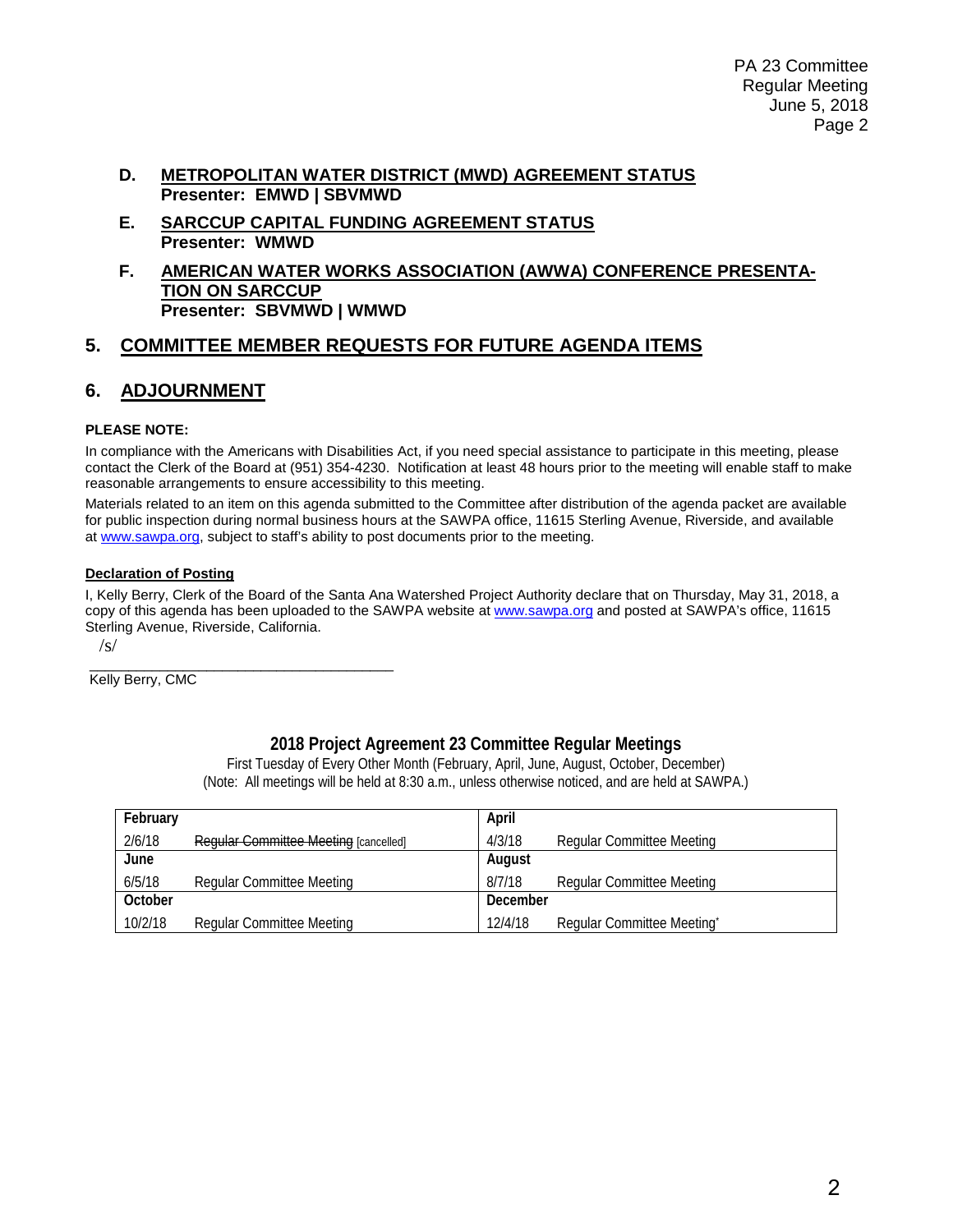**D. <u>METROPOLITAN WATER DISTRICT (MWD) AGREEMENT STATUS</u>**
**Presenter: EMWD | SBVMWD**

**E. <u>SARCCUP CAPITAL FUNDING AGREEMENT STATUS</u>**
**Presenter: WMWD**

**F. <u>AMERICAN WATER WORKS ASSOCIATION (AWWA) CONFERENCE PRESENTA-TION ON SARCCUP</u>**
**Presenter: SBVMWD | WMWD**

## 5. <u>COMMITTEE MEMBER REQUESTS FOR FUTURE AGENDA ITEMS</u>

## 6. <u>ADJOURNMENT</u>

**PLEASE NOTE:**

In compliance with the Americans with Disabilities Act, if you need special assistance to participate in this meeting, please contact the Clerk of the Board at (951) 354-4230. Notification at least 48 hours prior to the meeting will enable staff to make reasonable arrangements to ensure accessibility to this meeting.

Materials related to an item on this agenda submitted to the Committee after distribution of the agenda packet are available for public inspection during normal business hours at the SAWPA office, 11615 Sterling Avenue, Riverside, and available at www.sawpa.org, subject to staff's ability to post documents prior to the meeting.

**<u>Declaration of Posting</u>**

I, Kelly Berry, Clerk of the Board of the Santa Ana Watershed Project Authority declare that on Thursday, May 31, 2018, a copy of this agenda has been uploaded to the SAWPA website at www.sawpa.org and posted at SAWPA's office, 11615 Sterling Avenue, Riverside, California.

/s/

_______________________________________

Kelly Berry, CMC

### 2018 Project Agreement 23 Committee Regular Meetings

First Tuesday of Every Other Month (February, April, June, August, October, December)
(Note: All meetings will be held at 8:30 a.m., unless otherwise noticed, and are held at SAWPA.)

| **February** | | **April** | |
|---|---|---|---|
| 2/6/18 | ~~Regular Committee Meeting~~ [cancelled] | 4/3/18 | Regular Committee Meeting |
| **June** | | **August** | |
| 6/5/18 | Regular Committee Meeting | 8/7/18 | Regular Committee Meeting |
| **October** | | **December** | |
| 10/2/18 | Regular Committee Meeting | 12/4/18 | Regular Committee Meeting* |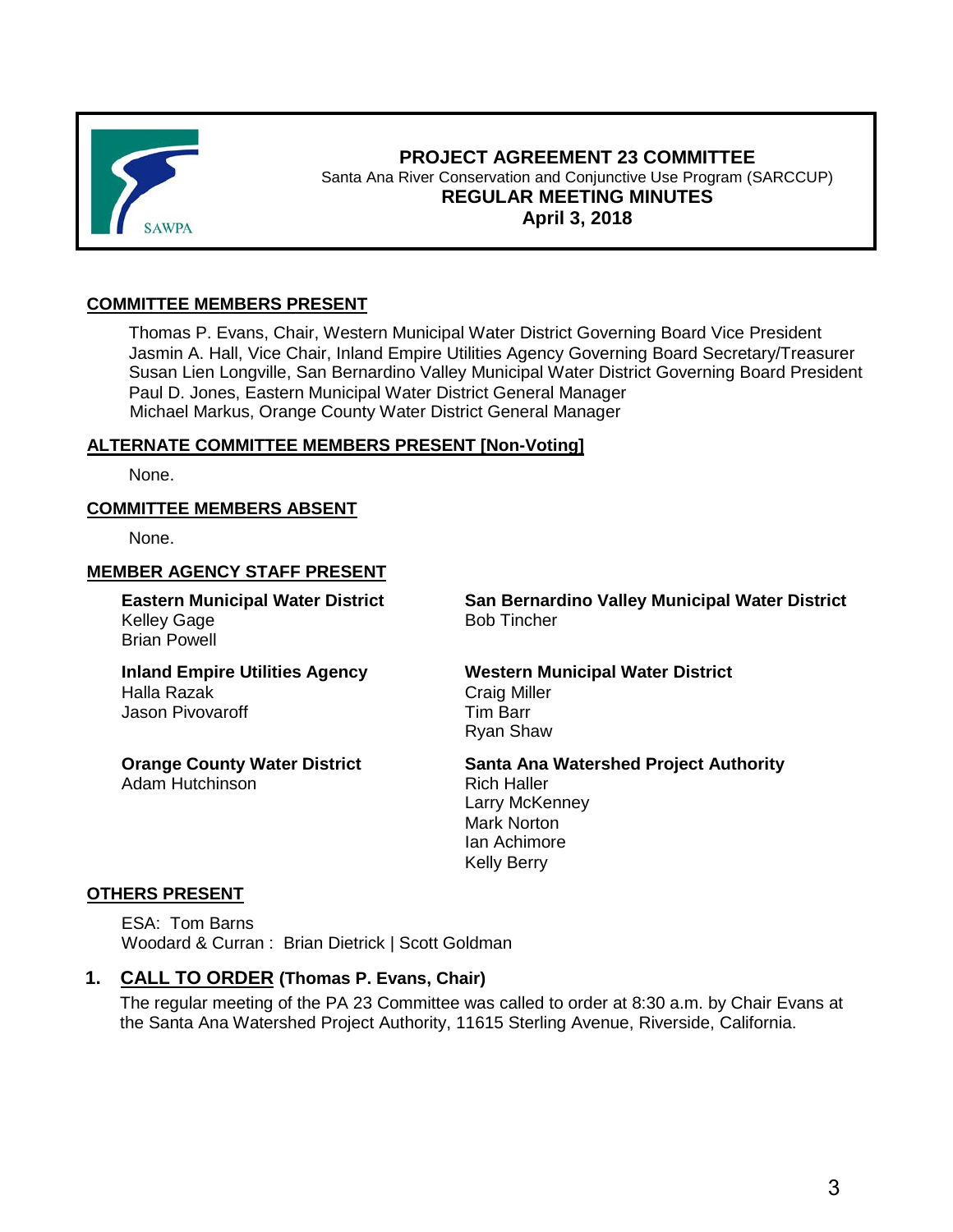**PROJECT AGREEMENT 23 COMMITTEE**
Santa Ana River Conservation and Conjunctive Use Program (SARCCUP)
**REGULAR MEETING MINUTES**
**April 3, 2018**

## COMMITTEE MEMBERS PRESENT

Thomas P. Evans, Chair, Western Municipal Water District Governing Board Vice President
Jasmin A. Hall, Vice Chair, Inland Empire Utilities Agency Governing Board Secretary/Treasurer
Susan Lien Longville, San Bernardino Valley Municipal Water District Governing Board President
Paul D. Jones, Eastern Municipal Water District General Manager
Michael Markus, Orange County Water District General Manager

## ALTERNATE COMMITTEE MEMBERS PRESENT [Non-Voting]

None.

## COMMITTEE MEMBERS ABSENT

None.

## MEMBER AGENCY STAFF PRESENT

**Eastern Municipal Water District**
Kelley Gage
Brian Powell

**Inland Empire Utilities Agency**
Halla Razak
Jason Pivovaroff

**Orange County Water District**
Adam Hutchinson

**San Bernardino Valley Municipal Water District**
Bob Tincher

**Western Municipal Water District**
Craig Miller
Tim Barr
Ryan Shaw

**Santa Ana Watershed Project Authority**
Rich Haller
Larry McKenney
Mark Norton
Ian Achimore
Kelly Berry

## OTHERS PRESENT

ESA: Tom Barns
Woodard & Curran : Brian Dietrick | Scott Goldman

## 1. CALL TO ORDER (Thomas P. Evans, Chair)

The regular meeting of the PA 23 Committee was called to order at 8:30 a.m. by Chair Evans at the Santa Ana Watershed Project Authority, 11615 Sterling Avenue, Riverside, California.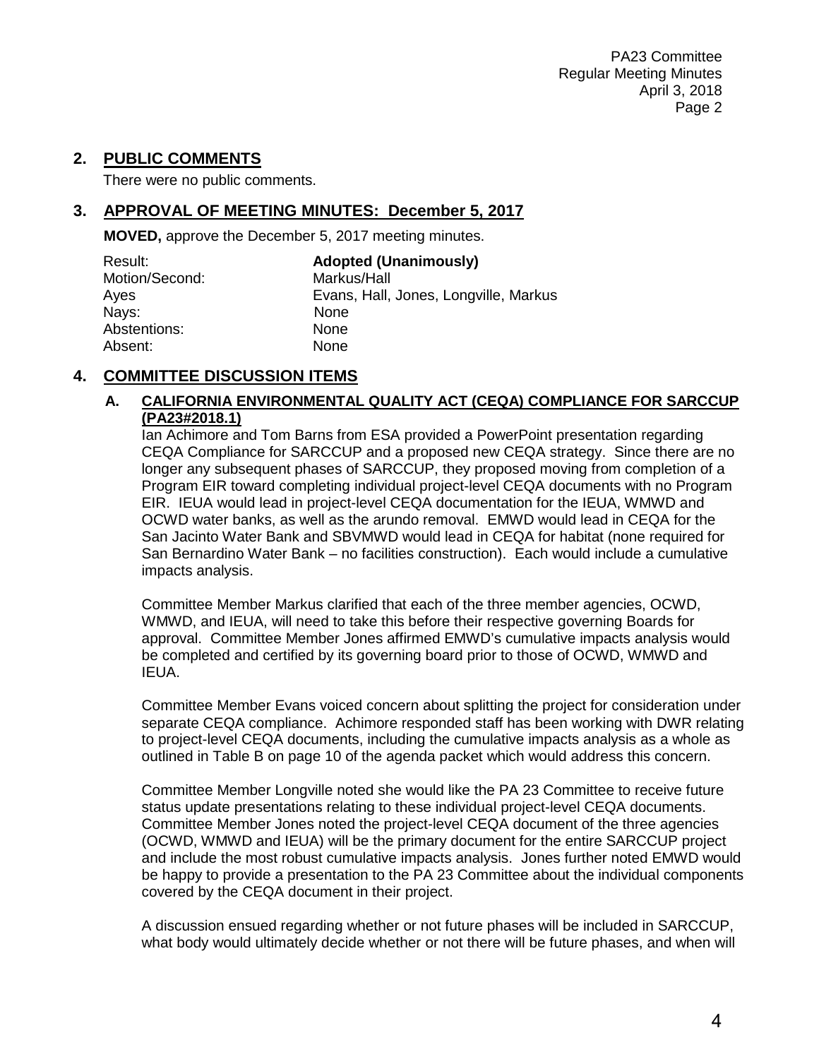## 2. PUBLIC COMMENTS

There were no public comments.

## 3. APPROVAL OF MEETING MINUTES: December 5, 2017

**MOVED,** approve the December 5, 2017 meeting minutes.

| | |
|---|---|
| Result: | **Adopted (Unanimously)** |
| Motion/Second: | Markus/Hall |
| Ayes | Evans, Hall, Jones, Longville, Markus |
| Nays: | None |
| Abstentions: | None |
| Absent: | None |

## 4. COMMITTEE DISCUSSION ITEMS

### A. CALIFORNIA ENVIRONMENTAL QUALITY ACT (CEQA) COMPLIANCE FOR SARCCUP (PA23#2018.1)

Ian Achimore and Tom Barns from ESA provided a PowerPoint presentation regarding CEQA Compliance for SARCCUP and a proposed new CEQA strategy. Since there are no longer any subsequent phases of SARCCUP, they proposed moving from completion of a Program EIR toward completing individual project-level CEQA documents with no Program EIR. IEUA would lead in project-level CEQA documentation for the IEUA, WMWD and OCWD water banks, as well as the arundo removal. EMWD would lead in CEQA for the San Jacinto Water Bank and SBVMWD would lead in CEQA for habitat (none required for San Bernardino Water Bank – no facilities construction). Each would include a cumulative impacts analysis.

Committee Member Markus clarified that each of the three member agencies, OCWD, WMWD, and IEUA, will need to take this before their respective governing Boards for approval. Committee Member Jones affirmed EMWD's cumulative impacts analysis would be completed and certified by its governing board prior to those of OCWD, WMWD and IEUA.

Committee Member Evans voiced concern about splitting the project for consideration under separate CEQA compliance. Achimore responded staff has been working with DWR relating to project-level CEQA documents, including the cumulative impacts analysis as a whole as outlined in Table B on page 10 of the agenda packet which would address this concern.

Committee Member Longville noted she would like the PA 23 Committee to receive future status update presentations relating to these individual project-level CEQA documents. Committee Member Jones noted the project-level CEQA document of the three agencies (OCWD, WMWD and IEUA) will be the primary document for the entire SARCCUP project and include the most robust cumulative impacts analysis. Jones further noted EMWD would be happy to provide a presentation to the PA 23 Committee about the individual components covered by the CEQA document in their project.

A discussion ensued regarding whether or not future phases will be included in SARCCUP, what body would ultimately decide whether or not there will be future phases, and when will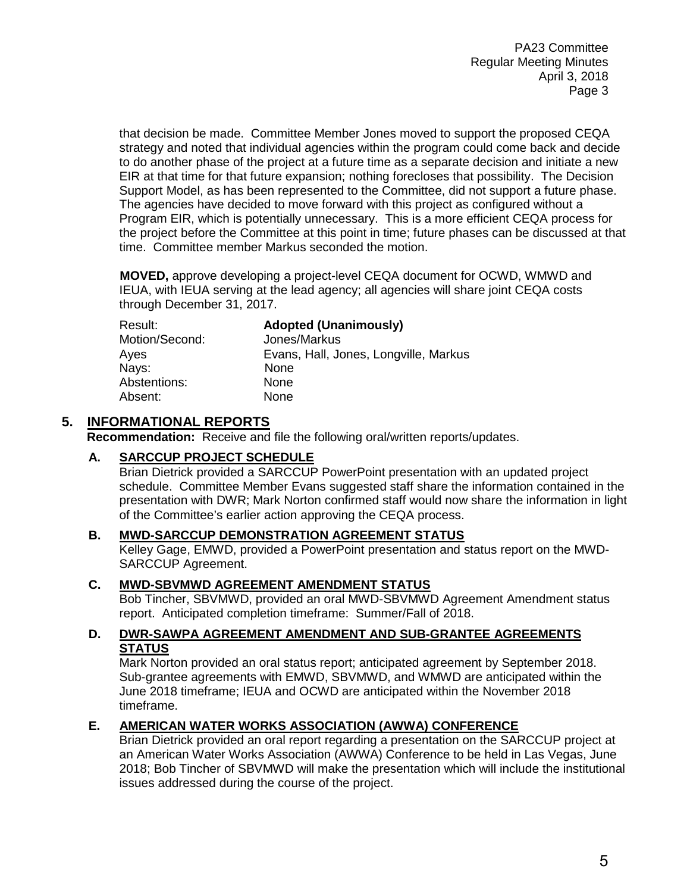that decision be made. Committee Member Jones moved to support the proposed CEQA strategy and noted that individual agencies within the program could come back and decide to do another phase of the project at a future time as a separate decision and initiate a new EIR at that time for that future expansion; nothing forecloses that possibility. The Decision Support Model, as has been represented to the Committee, did not support a future phase. The agencies have decided to move forward with this project as configured without a Program EIR, which is potentially unnecessary. This is a more efficient CEQA process for the project before the Committee at this point in time; future phases can be discussed at that time. Committee member Markus seconded the motion.

**MOVED,** approve developing a project-level CEQA document for OCWD, WMWD and IEUA, with IEUA serving at the lead agency; all agencies will share joint CEQA costs through December 31, 2017.

| | |
|---|---|
| Result: | **Adopted (Unanimously)** |
| Motion/Second: | Jones/Markus |
| Ayes | Evans, Hall, Jones, Longville, Markus |
| Nays: | None |
| Abstentions: | None |
| Absent: | None |

## 5. INFORMATIONAL REPORTS

**Recommendation:** Receive and file the following oral/written reports/updates.

### A. SARCCUP PROJECT SCHEDULE

Brian Dietrick provided a SARCCUP PowerPoint presentation with an updated project schedule. Committee Member Evans suggested staff share the information contained in the presentation with DWR; Mark Norton confirmed staff would now share the information in light of the Committee's earlier action approving the CEQA process.

### B. MWD-SARCCUP DEMONSTRATION AGREEMENT STATUS

Kelley Gage, EMWD, provided a PowerPoint presentation and status report on the MWD-SARCCUP Agreement.

### C. MWD-SBVMWD AGREEMENT AMENDMENT STATUS

Bob Tincher, SBVMWD, provided an oral MWD-SBVMWD Agreement Amendment status report. Anticipated completion timeframe: Summer/Fall of 2018.

### D. DWR-SAWPA AGREEMENT AMENDMENT AND SUB-GRANTEE AGREEMENTS STATUS

Mark Norton provided an oral status report; anticipated agreement by September 2018. Sub-grantee agreements with EMWD, SBVMWD, and WMWD are anticipated within the June 2018 timeframe; IEUA and OCWD are anticipated within the November 2018 timeframe.

### E. AMERICAN WATER WORKS ASSOCIATION (AWWA) CONFERENCE

Brian Dietrick provided an oral report regarding a presentation on the SARCCUP project at an American Water Works Association (AWWA) Conference to be held in Las Vegas, June 2018; Bob Tincher of SBVMWD will make the presentation which will include the institutional issues addressed during the course of the project.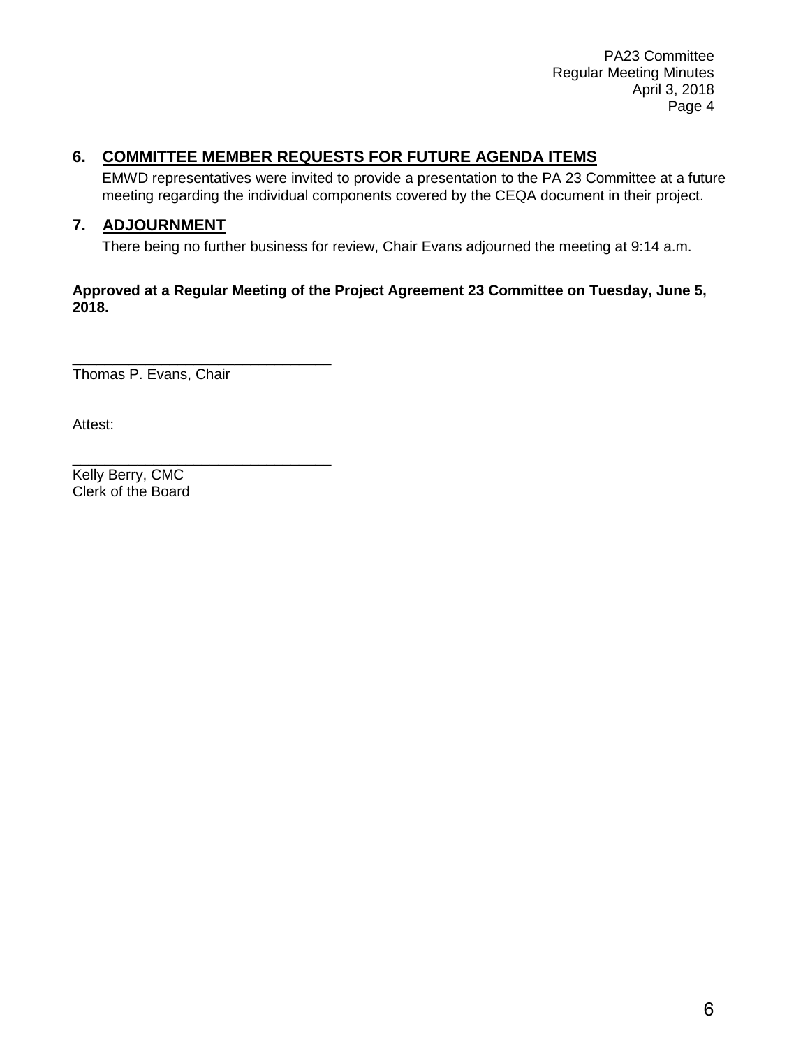## 6. COMMITTEE MEMBER REQUESTS FOR FUTURE AGENDA ITEMS

EMWD representatives were invited to provide a presentation to the PA 23 Committee at a future meeting regarding the individual components covered by the CEQA document in their project.

## 7. ADJOURNMENT

There being no further business for review, Chair Evans adjourned the meeting at 9:14 a.m.

**Approved at a Regular Meeting of the Project Agreement 23 Committee on Tuesday, June 5, 2018.**

\_\_\_\_\_\_\_\_\_\_\_\_\_\_\_\_\_\_\_\_\_\_\_\_\_\_\_\_\_\_\_\_
Thomas P. Evans, Chair

Attest:

\_\_\_\_\_\_\_\_\_\_\_\_\_\_\_\_\_\_\_\_\_\_\_\_\_\_\_\_\_\_\_\_
Kelly Berry, CMC
Clerk of the Board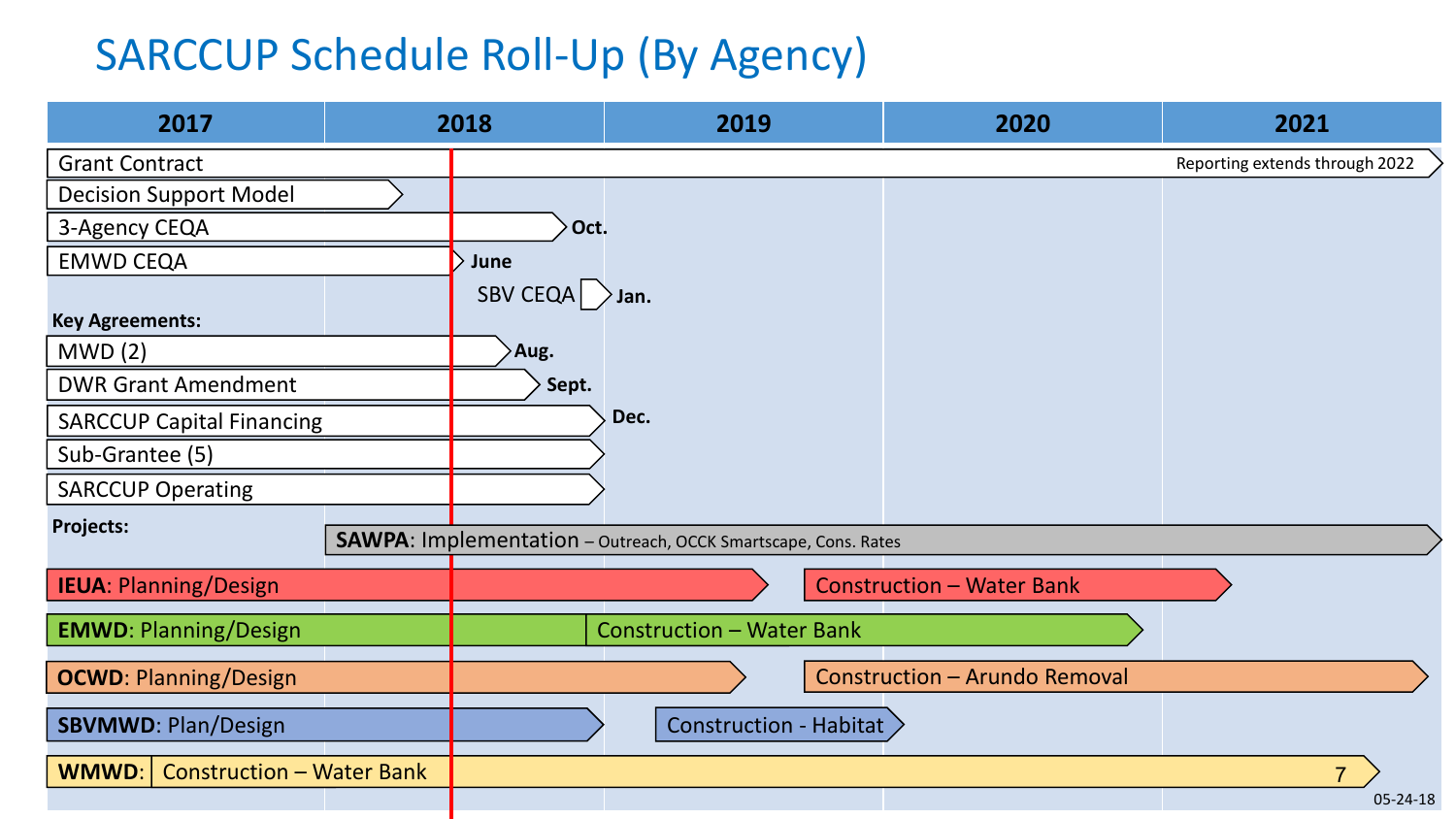# SARCCUP Schedule Roll-Up (By Agency)

2017
2018
2019
2020
2021

Grant Contract
Reporting extends through 2022

Decision Support Model

3-Agency CEQA
Oct.

EMWD CEQA
June

SBV CEQA
Jan.

**Key Agreements:**

MWD (2)
Aug.

DWR Grant Amendment
Sept.

SARCCUP Capital Financing
Dec.

Sub-Grantee (5)

SARCCUP Operating

**Projects:**

**SAWPA**: Implementation – Outreach, OCCK Smartscape, Cons. Rates

**IEUA**: Planning/Design
Construction – Water Bank

**EMWD**: Planning/Design
Construction – Water Bank

**OCWD**: Planning/Design
Construction – Arundo Removal

**SBVMWD**: Plan/Design
Construction - Habitat

**WMWD**: Construction – Water Bank

05-24-18